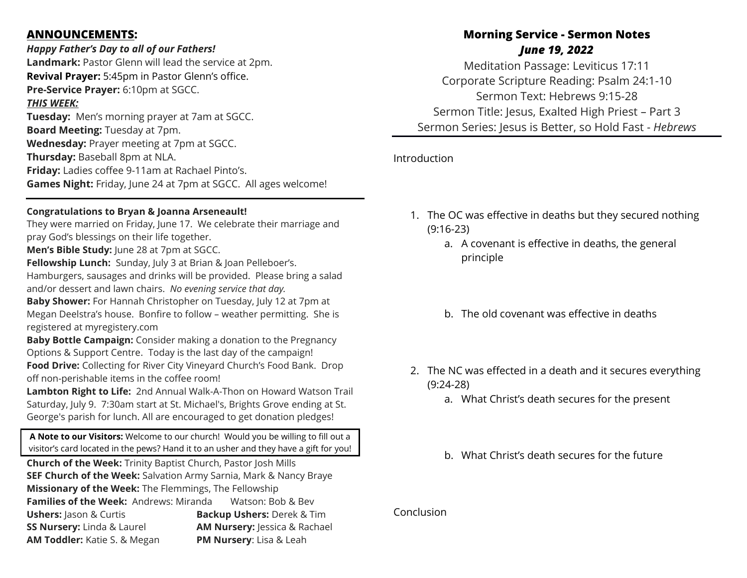## **ANNOUNCEMENTS:**

***Happy Father's Day to all of our Fathers!***

**Landmark:** Pastor Glenn will lead the service at 2pm.

**Revival Prayer:** 5:45pm in Pastor Glenn's office.

**Pre-Service Prayer:** 6:10pm at SGCC.

***THIS WEEK:***

**Tuesday:** Men's morning prayer at 7am at SGCC.

**Board Meeting:** Tuesday at 7pm.

**Wednesday:** Prayer meeting at 7pm at SGCC.

**Thursday:** Baseball 8pm at NLA.

**Friday:** Ladies coffee 9-11am at Rachael Pinto's.

**Games Night:** Friday, June 24 at 7pm at SGCC. All ages welcome!

---

**Congratulations to Bryan & Joanna Arseneault!**
They were married on Friday, June 17. We celebrate their marriage and pray God's blessings on their life together.

**Men's Bible Study:** June 28 at 7pm at SGCC.

**Fellowship Lunch:** Sunday, July 3 at Brian & Joan Pelleboer's. Hamburgers, sausages and drinks will be provided. Please bring a salad and/or dessert and lawn chairs. *No evening service that day.*

**Baby Shower:** For Hannah Christopher on Tuesday, July 12 at 7pm at Megan Deelstra's house. Bonfire to follow – weather permitting. She is registered at myregistery.com

**Baby Bottle Campaign:** Consider making a donation to the Pregnancy Options & Support Centre. Today is the last day of the campaign!

**Food Drive:** Collecting for River City Vineyard Church's Food Bank. Drop off non-perishable items in the coffee room!

**Lambton Right to Life:** 2nd Annual Walk-A-Thon on Howard Watson Trail Saturday, July 9. 7:30am start at St. Michael's, Brights Grove ending at St. George's parish for lunch. All are encouraged to get donation pledges!

**A Note to our Visitors:** Welcome to our church! Would you be willing to fill out a visitor's card located in the pews? Hand it to an usher and they have a gift for you!

**Church of the Week:** Trinity Baptist Church, Pastor Josh Mills

**SEF Church of the Week:** Salvation Army Sarnia, Mark & Nancy Braye

**Missionary of the Week:** The Flemmings, The Fellowship

**Families of the Week:** Andrews: Miranda Watson: Bob & Bev

**Ushers:** Jason & Curtis **Backup Ushers:** Derek & Tim

**SS Nursery:** Linda & Laurel **AM Nursery:** Jessica & Rachael

**AM Toddler:** Katie S. & Megan **PM Nursery**: Lisa & Leah

## **Morning Service - Sermon Notes**

### ***June 19, 2022***

Meditation Passage: Leviticus 17:11

Corporate Scripture Reading: Psalm 24:1-10

Sermon Text: Hebrews 9:15-28

Sermon Title: Jesus, Exalted High Priest – Part 3

Sermon Series: Jesus is Better, so Hold Fast - *Hebrews*

---

Introduction

1. The OC was effective in deaths but they secured nothing (9:16-23)
   a. A covenant is effective in deaths, the general principle
   b. The old covenant was effective in deaths
2. The NC was effected in a death and it secures everything (9:24-28)
   a. What Christ's death secures for the present
   b. What Christ's death secures for the future

Conclusion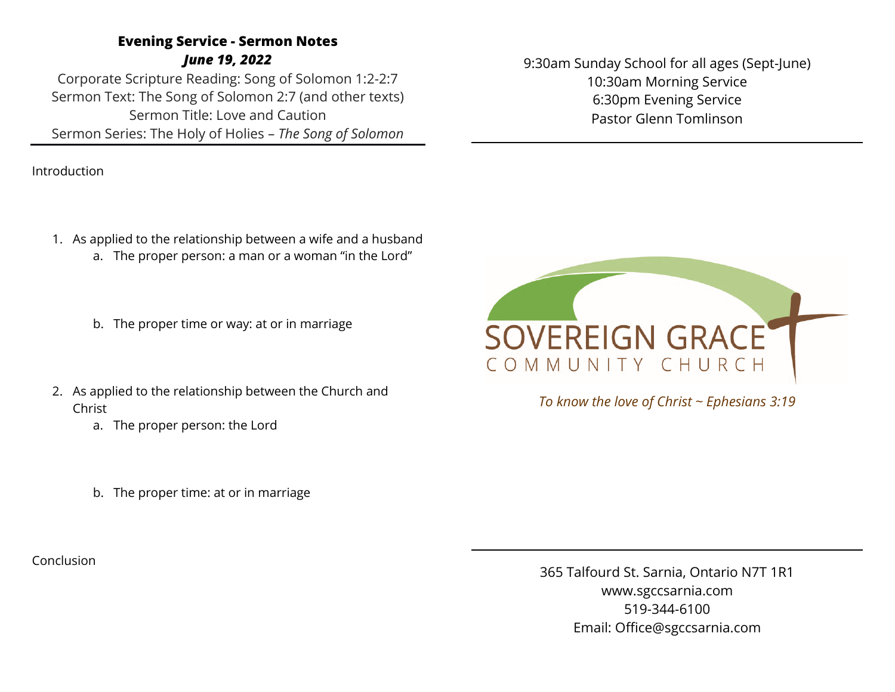**Evening Service - Sermon Notes**

***June 19, 2022***

Corporate Scripture Reading: Song of Solomon 1:2-2:7

Sermon Text: The Song of Solomon 2:7 (and other texts)

Sermon Title: Love and Caution

Sermon Series: The Holy of Holies – *The Song of Solomon*

Introduction

1. As applied to the relationship between a wife and a husband
    a. The proper person: a man or a woman "in the Lord"
    b. The proper time or way: at or in marriage
2. As applied to the relationship between the Church and Christ
    a. The proper person: the Lord
    b. The proper time: at or in marriage

Conclusion

9:30am Sunday School for all ages (Sept-June)

10:30am Morning Service

6:30pm Evening Service

Pastor Glenn Tomlinson

SOVEREIGN GRACE

COMMUNITY CHURCH

*To know the love of Christ ~ Ephesians 3:19*

365 Talfourd St. Sarnia, Ontario N7T 1R1

www.sgccsarnia.com

519-344-6100

Email: Office@sgccsarnia.com